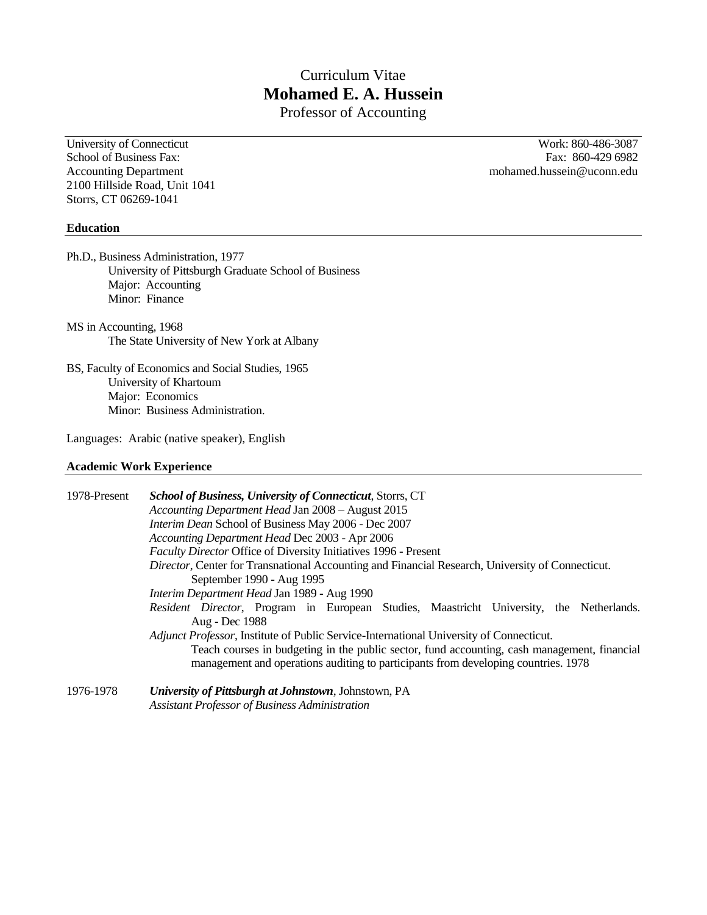# Curriculum Vitae
# **Mohamed E. A. Hussein**
## Professor of Accounting

University of Connecticut
School of Business Fax:
Accounting Department
2100 Hillside Road, Unit 1041
Storrs, CT 06269-1041

Work: 860-486-3087
Fax: 860-429 6982
mohamed.hussein@uconn.edu

### Education

Ph.D., Business Administration, 1977
University of Pittsburgh Graduate School of Business
Major: Accounting
Minor: Finance

MS in Accounting, 1968
The State University of New York at Albany

BS, Faculty of Economics and Social Studies, 1965
University of Khartoum
Major: Economics
Minor: Business Administration.

Languages: Arabic (native speaker), English

### Academic Work Experience

1978-Present **_School of Business, University of Connecticut_**, Storrs, CT
- *Accounting Department Head* Jan 2008 – August 2015
- *Interim Dean* School of Business May 2006 - Dec 2007
- *Accounting Department Head* Dec 2003 - Apr 2006
- *Faculty Director* Office of Diversity Initiatives 1996 - Present
- *Director*, Center for Transnational Accounting and Financial Research, University of Connecticut. September 1990 - Aug 1995
- *Interim Department Head* Jan 1989 - Aug 1990
- *Resident Director*, Program in European Studies, Maastricht University, the Netherlands. Aug - Dec 1988
- *Adjunct Professor*, Institute of Public Service-International University of Connecticut.
  Teach courses in budgeting in the public sector, fund accounting, cash management, financial management and operations auditing to participants from developing countries. 1978

1976-1978 **_University of Pittsburgh at Johnstown_**, Johnstown, PA
*Assistant Professor of Business Administration*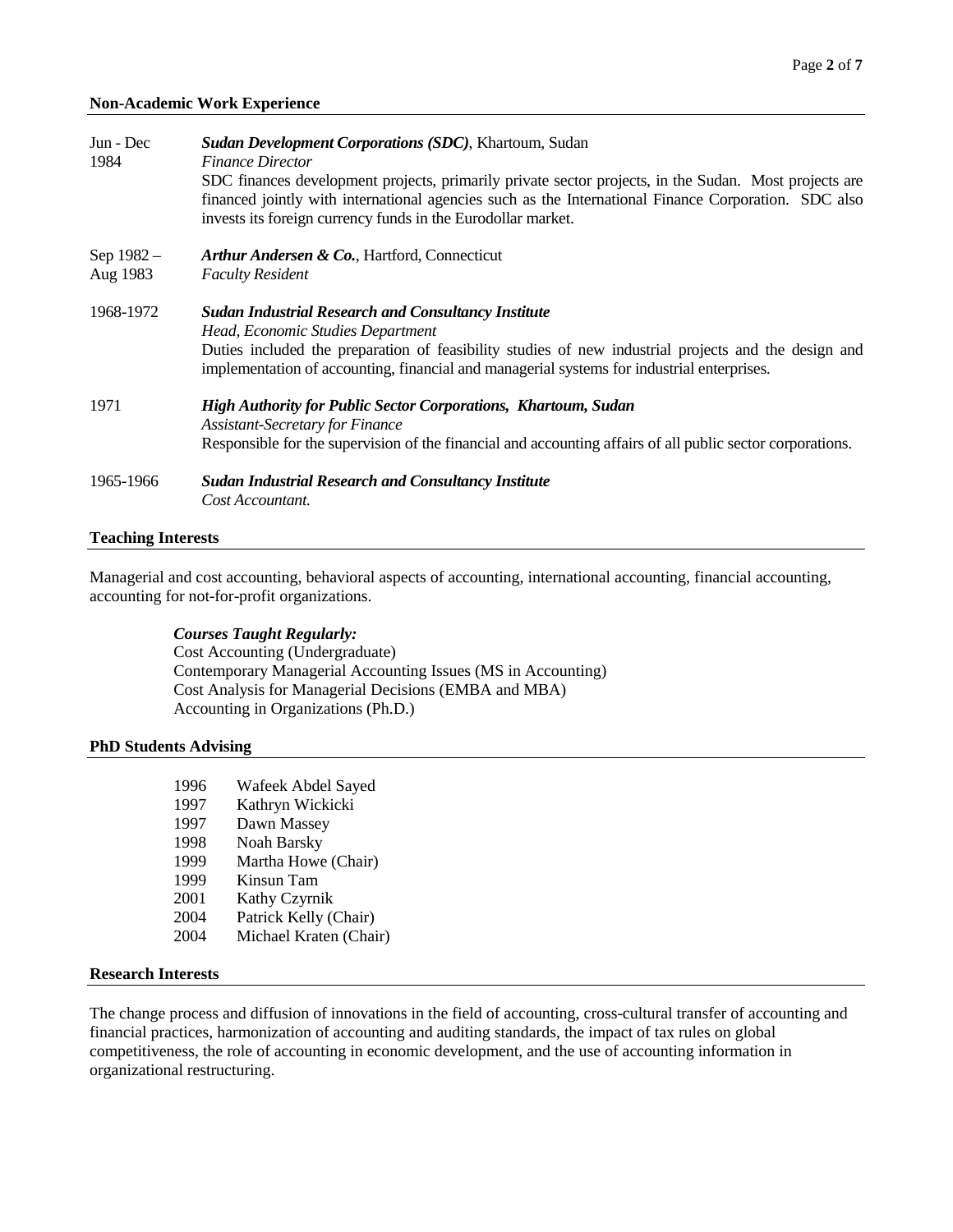## Non-Academic Work Experience

Jun - Dec 1984 — ***Sudan Development Corporations (SDC)***, Khartoum, Sudan
*Finance Director*
SDC finances development projects, primarily private sector projects, in the Sudan. Most projects are financed jointly with international agencies such as the International Finance Corporation. SDC also invests its foreign currency funds in the Eurodollar market.

Sep 1982 – Aug 1983 — ***Arthur Andersen & Co.***, Hartford, Connecticut
*Faculty Resident*

1968-1972 — ***Sudan Industrial Research and Consultancy Institute***
*Head, Economic Studies Department*
Duties included the preparation of feasibility studies of new industrial projects and the design and implementation of accounting, financial and managerial systems for industrial enterprises.

1971 — ***High Authority for Public Sector Corporations, Khartoum, Sudan***
*Assistant-Secretary for Finance*
Responsible for the supervision of the financial and accounting affairs of all public sector corporations.

1965-1966 — ***Sudan Industrial Research and Consultancy Institute***
*Cost Accountant.*

## Teaching Interests

Managerial and cost accounting, behavioral aspects of accounting, international accounting, financial accounting, accounting for not-for-profit organizations.

***Courses Taught Regularly:***
Cost Accounting (Undergraduate)
Contemporary Managerial Accounting Issues (MS in Accounting)
Cost Analysis for Managerial Decisions (EMBA and MBA)
Accounting in Organizations (Ph.D.)

## PhD Students Advising

1996 Wafeek Abdel Sayed
1997 Kathryn Wickicki
1997 Dawn Massey
1998 Noah Barsky
1999 Martha Howe (Chair)
1999 Kinsun Tam
2001 Kathy Czyrnik
2004 Patrick Kelly (Chair)
2004 Michael Kraten (Chair)

## Research Interests

The change process and diffusion of innovations in the field of accounting, cross-cultural transfer of accounting and financial practices, harmonization of accounting and auditing standards, the impact of tax rules on global competitiveness, the role of accounting in economic development, and the use of accounting information in organizational restructuring.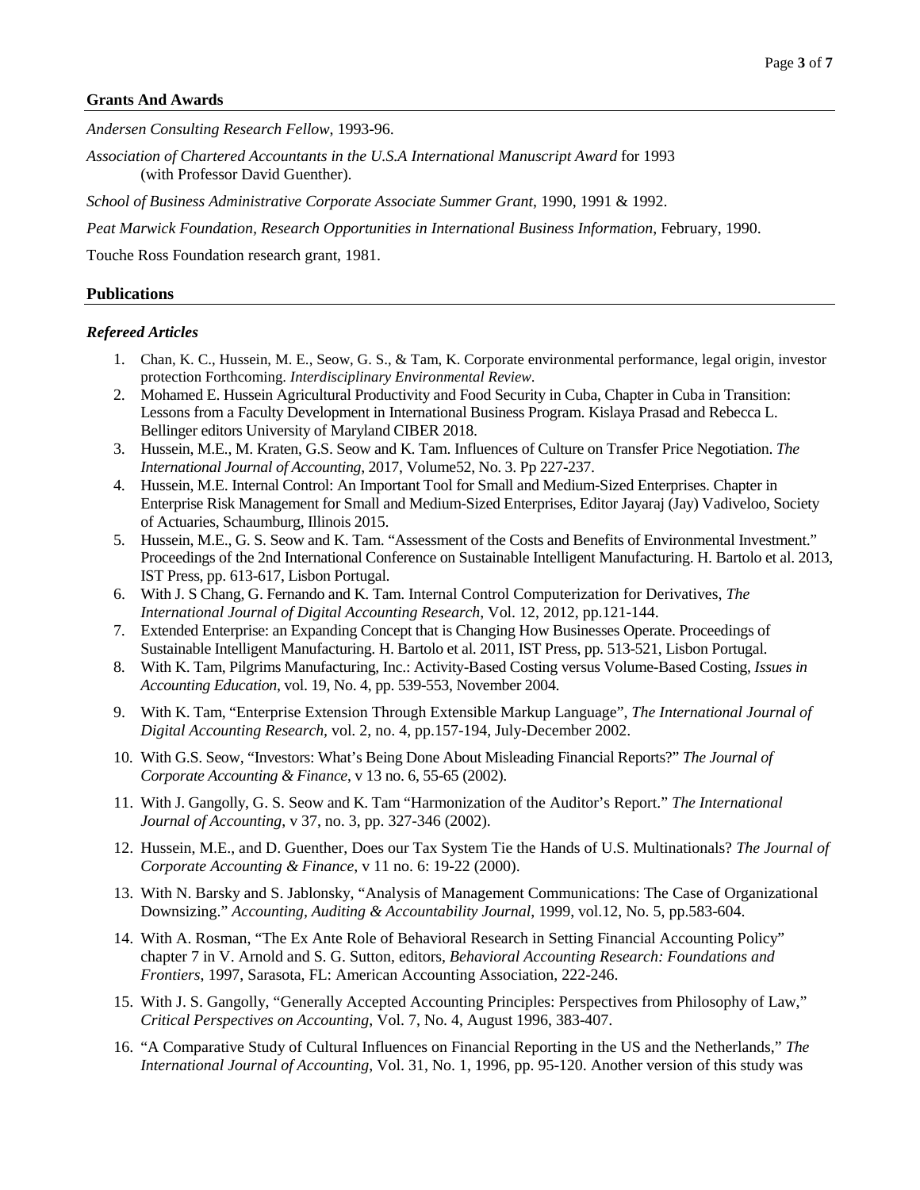## Grants And Awards

*Andersen Consulting Research Fellow*, 1993-96.

*Association of Chartered Accountants in the U.S.A International Manuscript Award* for 1993 (with Professor David Guenther).

*School of Business Administrative Corporate Associate Summer Grant*, 1990, 1991 & 1992.

*Peat Marwick Foundation, Research Opportunities in International Business Information*, February, 1990.

Touche Ross Foundation research grant, 1981.

## Publications

### *Refereed Articles*

1. Chan, K. C., Hussein, M. E., Seow, G. S., & Tam, K. Corporate environmental performance, legal origin, investor protection Forthcoming. *Interdisciplinary Environmental Review*.
2. Mohamed E. Hussein Agricultural Productivity and Food Security in Cuba, Chapter in Cuba in Transition: Lessons from a Faculty Development in International Business Program. Kislaya Prasad and Rebecca L. Bellinger editors University of Maryland CIBER 2018.
3. Hussein, M.E., M. Kraten, G.S. Seow and K. Tam. Influences of Culture on Transfer Price Negotiation. *The International Journal of Accounting*, 2017, Volume52, No. 3. Pp 227-237.
4. Hussein, M.E. Internal Control: An Important Tool for Small and Medium-Sized Enterprises. Chapter in Enterprise Risk Management for Small and Medium-Sized Enterprises, Editor Jayaraj (Jay) Vadiveloo, Society of Actuaries, Schaumburg, Illinois 2015.
5. Hussein, M.E., G. S. Seow and K. Tam. "Assessment of the Costs and Benefits of Environmental Investment." Proceedings of the 2nd International Conference on Sustainable Intelligent Manufacturing. H. Bartolo et al. 2013, IST Press, pp. 613-617, Lisbon Portugal.
6. With J. S Chang, G. Fernando and K. Tam. Internal Control Computerization for Derivatives, *The International Journal of Digital Accounting Research*, Vol. 12, 2012, pp.121-144.
7. Extended Enterprise: an Expanding Concept that is Changing How Businesses Operate. Proceedings of Sustainable Intelligent Manufacturing. H. Bartolo et al. 2011, IST Press, pp. 513-521, Lisbon Portugal.
8. With K. Tam, Pilgrims Manufacturing, Inc.: Activity-Based Costing versus Volume-Based Costing, *Issues in Accounting Education*, vol. 19, No. 4, pp. 539-553, November 2004.
9. With K. Tam, "Enterprise Extension Through Extensible Markup Language", *The International Journal of Digital Accounting Research*, vol. 2, no. 4, pp.157-194, July-December 2002.
10. With G.S. Seow, "Investors: What's Being Done About Misleading Financial Reports?" *The Journal of Corporate Accounting & Finance*, v 13 no. 6, 55-65 (2002).
11. With J. Gangolly, G. S. Seow and K. Tam "Harmonization of the Auditor's Report." *The International Journal of Accounting*, v 37, no. 3, pp. 327-346 (2002).
12. Hussein, M.E., and D. Guenther, Does our Tax System Tie the Hands of U.S. Multinationals? *The Journal of Corporate Accounting & Finance*, v 11 no. 6: 19-22 (2000).
13. With N. Barsky and S. Jablonsky, "Analysis of Management Communications: The Case of Organizational Downsizing." *Accounting, Auditing & Accountability Journal*, 1999, vol.12, No. 5, pp.583-604.
14. With A. Rosman, "The Ex Ante Role of Behavioral Research in Setting Financial Accounting Policy" chapter 7 in V. Arnold and S. G. Sutton, editors, *Behavioral Accounting Research: Foundations and Frontiers*, 1997, Sarasota, FL: American Accounting Association, 222-246.
15. With J. S. Gangolly, "Generally Accepted Accounting Principles: Perspectives from Philosophy of Law," *Critical Perspectives on Accounting*, Vol. 7, No. 4, August 1996, 383-407.
16. "A Comparative Study of Cultural Influences on Financial Reporting in the US and the Netherlands," *The International Journal of Accounting*, Vol. 31, No. 1, 1996, pp. 95-120. Another version of this study was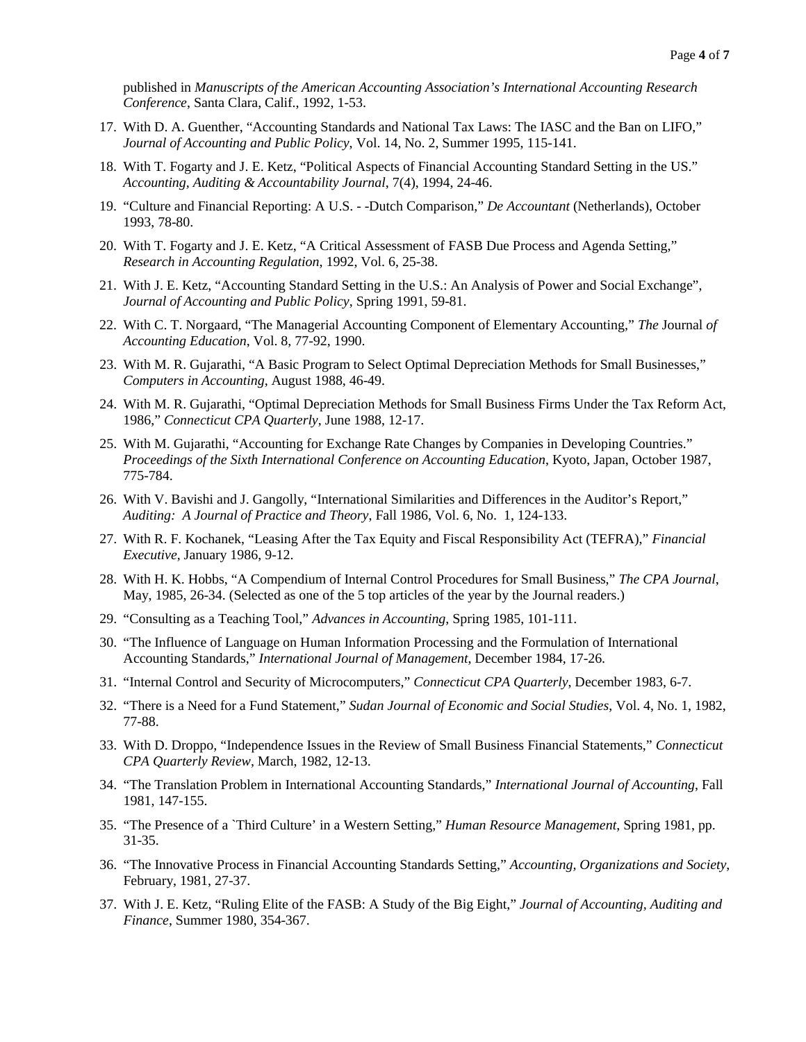published in *Manuscripts of the American Accounting Association's International Accounting Research Conference*, Santa Clara, Calif., 1992, 1-53.

17. With D. A. Guenther, "Accounting Standards and National Tax Laws: The IASC and the Ban on LIFO," *Journal of Accounting and Public Policy*, Vol. 14, No. 2, Summer 1995, 115-141.
18. With T. Fogarty and J. E. Ketz, "Political Aspects of Financial Accounting Standard Setting in the US." *Accounting, Auditing & Accountability Journal*, 7(4), 1994, 24-46.
19. "Culture and Financial Reporting: A U.S. - -Dutch Comparison," *De Accountant* (Netherlands), October 1993, 78-80.
20. With T. Fogarty and J. E. Ketz, "A Critical Assessment of FASB Due Process and Agenda Setting," *Research in Accounting Regulation*, 1992, Vol. 6, 25-38.
21. With J. E. Ketz, "Accounting Standard Setting in the U.S.: An Analysis of Power and Social Exchange", *Journal of Accounting and Public Policy*, Spring 1991, 59-81.
22. With C. T. Norgaard, "The Managerial Accounting Component of Elementary Accounting," *The* Journal *of Accounting Education*, Vol. 8, 77-92, 1990.
23. With M. R. Gujarathi, "A Basic Program to Select Optimal Depreciation Methods for Small Businesses," *Computers in Accounting*, August 1988, 46-49.
24. With M. R. Gujarathi, "Optimal Depreciation Methods for Small Business Firms Under the Tax Reform Act, 1986," *Connecticut CPA Quarterly*, June 1988, 12-17.
25. With M. Gujarathi, "Accounting for Exchange Rate Changes by Companies in Developing Countries." *Proceedings of the Sixth International Conference on Accounting Education*, Kyoto, Japan, October 1987, 775-784.
26. With V. Bavishi and J. Gangolly, "International Similarities and Differences in the Auditor's Report," *Auditing: A Journal of Practice and Theory*, Fall 1986, Vol. 6, No. 1, 124-133.
27. With R. F. Kochanek, "Leasing After the Tax Equity and Fiscal Responsibility Act (TEFRA)," *Financial Executive*, January 1986, 9-12.
28. With H. K. Hobbs, "A Compendium of Internal Control Procedures for Small Business," *The CPA Journal*, May, 1985, 26-34. (Selected as one of the 5 top articles of the year by the Journal readers.)
29. "Consulting as a Teaching Tool," *Advances in Accounting*, Spring 1985, 101-111.
30. "The Influence of Language on Human Information Processing and the Formulation of International Accounting Standards," *International Journal of Management*, December 1984, 17-26.
31. "Internal Control and Security of Microcomputers," *Connecticut CPA Quarterly*, December 1983, 6-7.
32. "There is a Need for a Fund Statement," *Sudan Journal of Economic and Social Studies*, Vol. 4, No. 1, 1982, 77-88.
33. With D. Droppo, "Independence Issues in the Review of Small Business Financial Statements," *Connecticut CPA Quarterly Review*, March, 1982, 12-13.
34. "The Translation Problem in International Accounting Standards," *International Journal of Accounting*, Fall 1981, 147-155.
35. "The Presence of a `Third Culture' in a Western Setting," *Human Resource Management*, Spring 1981, pp. 31-35.
36. "The Innovative Process in Financial Accounting Standards Setting," *Accounting, Organizations and Society*, February, 1981, 27-37.
37. With J. E. Ketz, "Ruling Elite of the FASB: A Study of the Big Eight," *Journal of Accounting, Auditing and Finance*, Summer 1980, 354-367.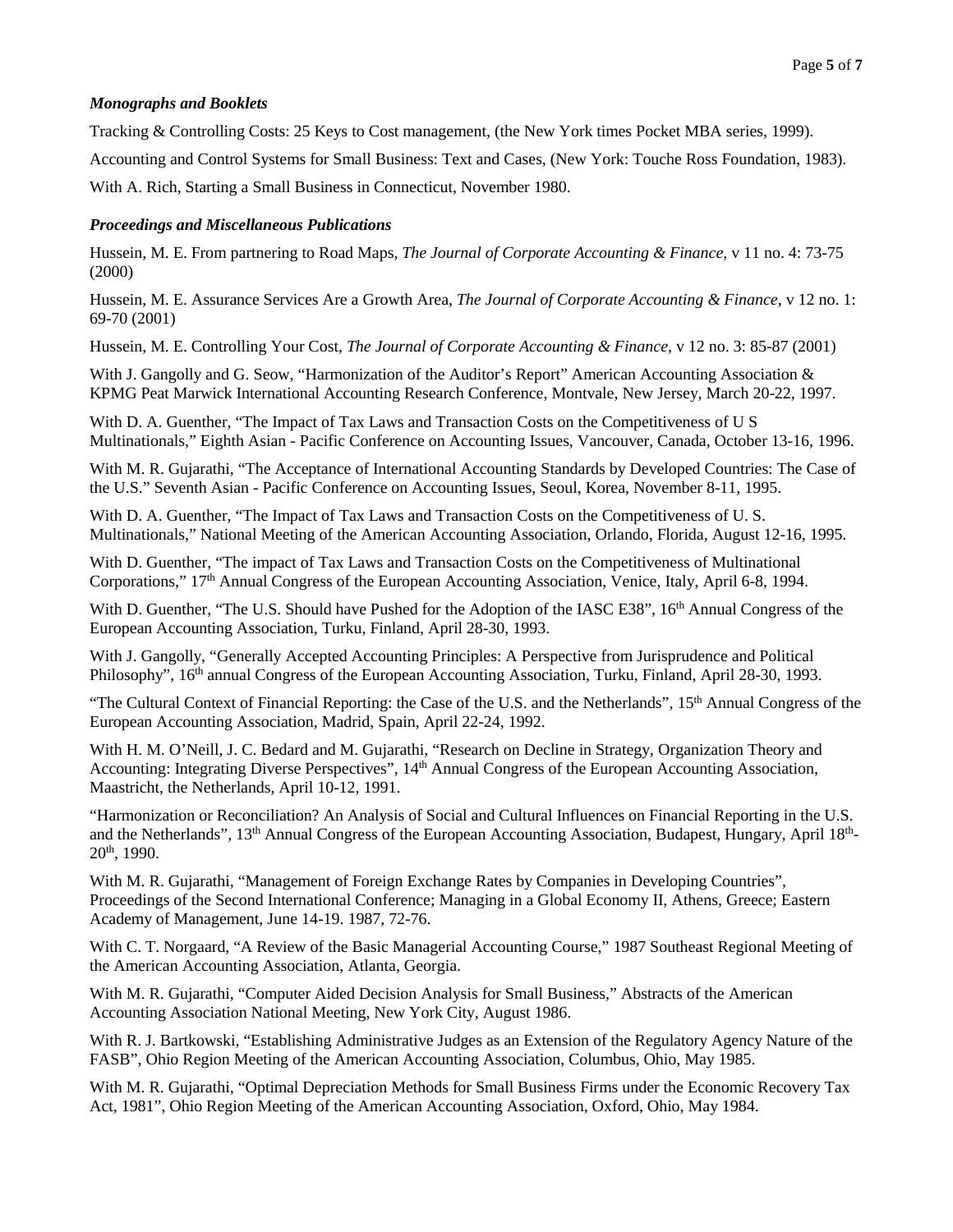### *Monographs and Booklets*

Tracking & Controlling Costs: 25 Keys to Cost management, (the New York times Pocket MBA series, 1999).

Accounting and Control Systems for Small Business: Text and Cases, (New York: Touche Ross Foundation, 1983).

With A. Rich, Starting a Small Business in Connecticut, November 1980.

### *Proceedings and Miscellaneous Publications*

Hussein, M. E. From partnering to Road Maps, *The Journal of Corporate Accounting & Finance*, v 11 no. 4: 73-75 (2000)

Hussein, M. E. Assurance Services Are a Growth Area, *The Journal of Corporate Accounting & Finance*, v 12 no. 1: 69-70 (2001)

Hussein, M. E. Controlling Your Cost, *The Journal of Corporate Accounting & Finance*, v 12 no. 3: 85-87 (2001)

With J. Gangolly and G. Seow, "Harmonization of the Auditor's Report" American Accounting Association & KPMG Peat Marwick International Accounting Research Conference, Montvale, New Jersey, March 20-22, 1997.

With D. A. Guenther, "The Impact of Tax Laws and Transaction Costs on the Competitiveness of U S Multinationals," Eighth Asian - Pacific Conference on Accounting Issues, Vancouver, Canada, October 13-16, 1996.

With M. R. Gujarathi, "The Acceptance of International Accounting Standards by Developed Countries: The Case of the U.S." Seventh Asian - Pacific Conference on Accounting Issues, Seoul, Korea, November 8-11, 1995.

With D. A. Guenther, "The Impact of Tax Laws and Transaction Costs on the Competitiveness of U. S. Multinationals," National Meeting of the American Accounting Association, Orlando, Florida, August 12-16, 1995.

With D. Guenther, "The impact of Tax Laws and Transaction Costs on the Competitiveness of Multinational Corporations," 17th Annual Congress of the European Accounting Association, Venice, Italy, April 6-8, 1994.

With D. Guenther, "The U.S. Should have Pushed for the Adoption of the IASC E38", 16th Annual Congress of the European Accounting Association, Turku, Finland, April 28-30, 1993.

With J. Gangolly, "Generally Accepted Accounting Principles: A Perspective from Jurisprudence and Political Philosophy", 16th annual Congress of the European Accounting Association, Turku, Finland, April 28-30, 1993.

"The Cultural Context of Financial Reporting: the Case of the U.S. and the Netherlands", 15th Annual Congress of the European Accounting Association, Madrid, Spain, April 22-24, 1992.

With H. M. O'Neill, J. C. Bedard and M. Gujarathi, "Research on Decline in Strategy, Organization Theory and Accounting: Integrating Diverse Perspectives", 14th Annual Congress of the European Accounting Association, Maastricht, the Netherlands, April 10-12, 1991.

"Harmonization or Reconciliation? An Analysis of Social and Cultural Influences on Financial Reporting in the U.S. and the Netherlands", 13th Annual Congress of the European Accounting Association, Budapest, Hungary, April 18th-20th, 1990.

With M. R. Gujarathi, "Management of Foreign Exchange Rates by Companies in Developing Countries", Proceedings of the Second International Conference; Managing in a Global Economy II, Athens, Greece; Eastern Academy of Management, June 14-19. 1987, 72-76.

With C. T. Norgaard, "A Review of the Basic Managerial Accounting Course," 1987 Southeast Regional Meeting of the American Accounting Association, Atlanta, Georgia.

With M. R. Gujarathi, "Computer Aided Decision Analysis for Small Business," Abstracts of the American Accounting Association National Meeting, New York City, August 1986.

With R. J. Bartkowski, "Establishing Administrative Judges as an Extension of the Regulatory Agency Nature of the FASB", Ohio Region Meeting of the American Accounting Association, Columbus, Ohio, May 1985.

With M. R. Gujarathi, "Optimal Depreciation Methods for Small Business Firms under the Economic Recovery Tax Act, 1981", Ohio Region Meeting of the American Accounting Association, Oxford, Ohio, May 1984.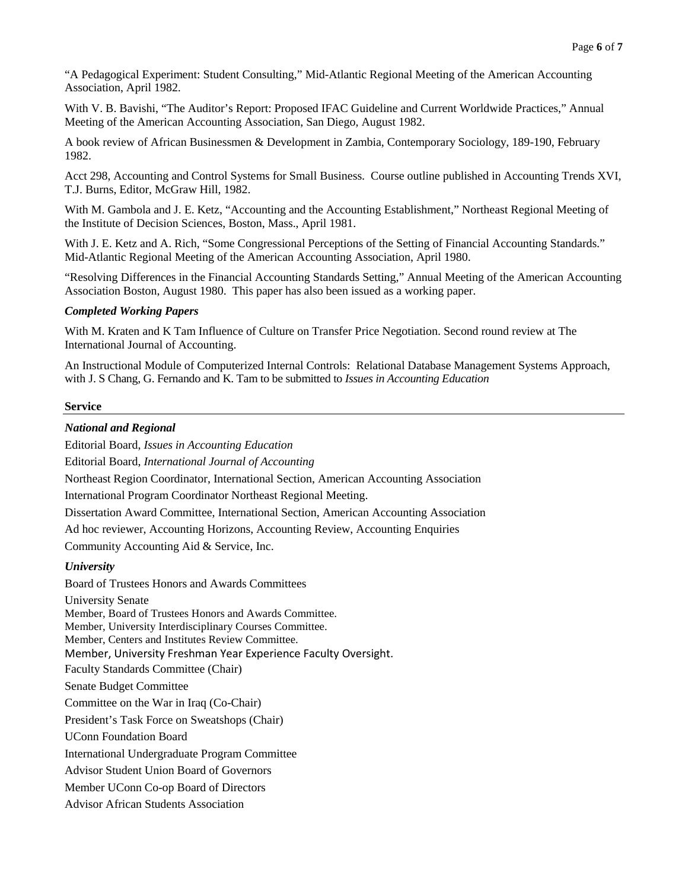“A Pedagogical Experiment: Student Consulting,” Mid-Atlantic Regional Meeting of the American Accounting Association, April 1982.

With V. B. Bavishi, “The Auditor’s Report: Proposed IFAC Guideline and Current Worldwide Practices,” Annual Meeting of the American Accounting Association, San Diego, August 1982.

A book review of African Businessmen & Development in Zambia, Contemporary Sociology, 189-190, February 1982.

Acct 298, Accounting and Control Systems for Small Business. Course outline published in Accounting Trends XVI, T.J. Burns, Editor, McGraw Hill, 1982.

With M. Gambola and J. E. Ketz, “Accounting and the Accounting Establishment,” Northeast Regional Meeting of the Institute of Decision Sciences, Boston, Mass., April 1981.

With J. E. Ketz and A. Rich, “Some Congressional Perceptions of the Setting of Financial Accounting Standards.” Mid-Atlantic Regional Meeting of the American Accounting Association, April 1980.

“Resolving Differences in the Financial Accounting Standards Setting,” Annual Meeting of the American Accounting Association Boston, August 1980. This paper has also been issued as a working paper.

### *Completed Working Papers*

With M. Kraten and K Tam Influence of Culture on Transfer Price Negotiation. Second round review at The International Journal of Accounting.

An Instructional Module of Computerized Internal Controls: Relational Database Management Systems Approach, with J. S Chang, G. Fernando and K. Tam to be submitted to *Issues in Accounting Education*

## Service

### *National and Regional*

Editorial Board, *Issues in Accounting Education*

Editorial Board, *International Journal of Accounting*

Northeast Region Coordinator, International Section, American Accounting Association

International Program Coordinator Northeast Regional Meeting.

Dissertation Award Committee, International Section, American Accounting Association

Ad hoc reviewer, Accounting Horizons, Accounting Review, Accounting Enquiries

Community Accounting Aid & Service, Inc.

### *University*

Board of Trustees Honors and Awards Committees

University Senate

Member, Board of Trustees Honors and Awards Committee.

Member, University Interdisciplinary Courses Committee.

Member, Centers and Institutes Review Committee.

Member, University Freshman Year Experience Faculty Oversight.

Faculty Standards Committee (Chair)

Senate Budget Committee

Committee on the War in Iraq (Co-Chair)

President’s Task Force on Sweatshops (Chair)

UConn Foundation Board

International Undergraduate Program Committee

Advisor Student Union Board of Governors

Member UConn Co-op Board of Directors

Advisor African Students Association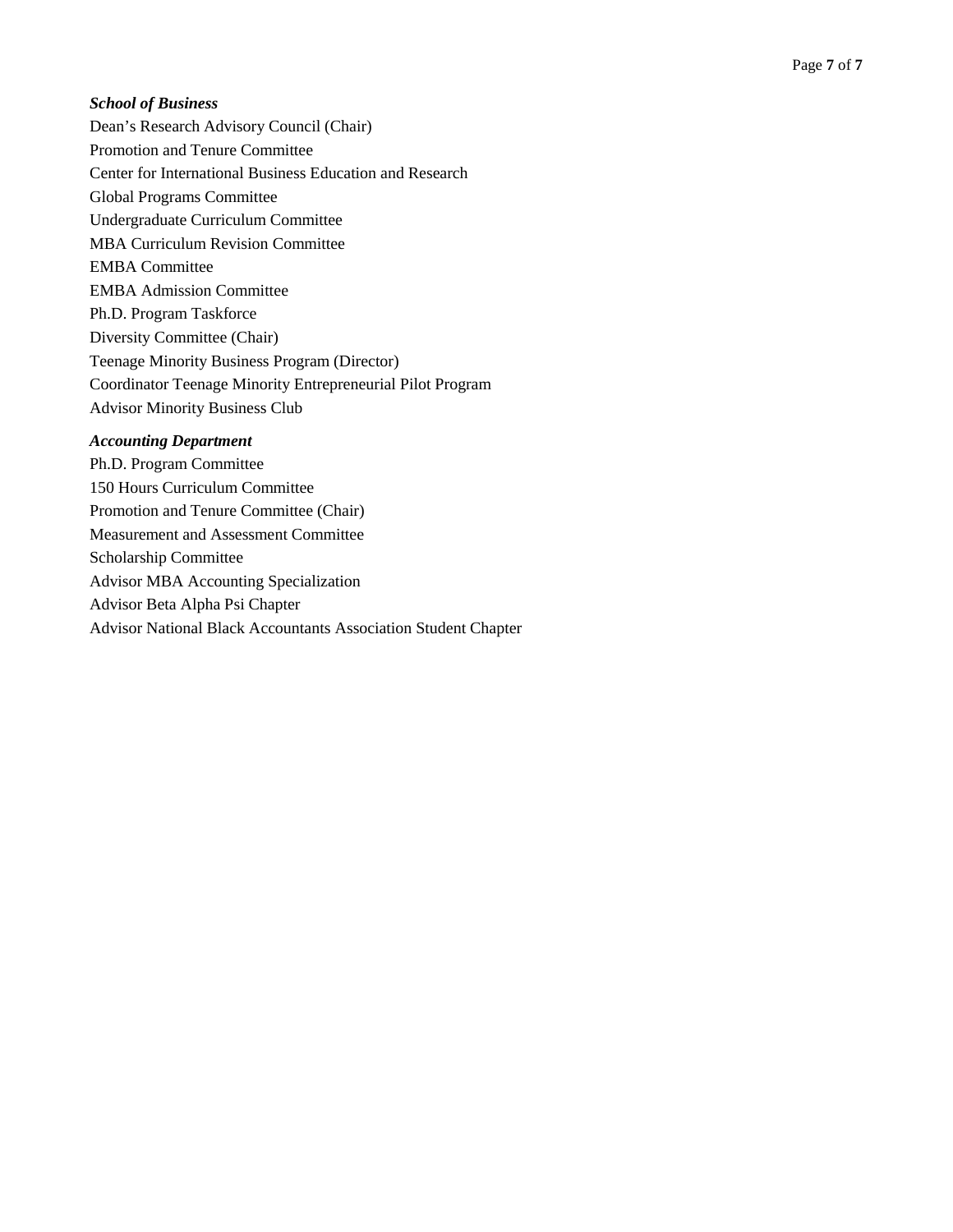***School of Business***

Dean's Research Advisory Council (Chair)
Promotion and Tenure Committee
Center for International Business Education and Research
Global Programs Committee
Undergraduate Curriculum Committee
MBA Curriculum Revision Committee
EMBA Committee
EMBA Admission Committee
Ph.D. Program Taskforce
Diversity Committee (Chair)
Teenage Minority Business Program (Director)
Coordinator Teenage Minority Entrepreneurial Pilot Program
Advisor Minority Business Club

***Accounting Department***

Ph.D. Program Committee
150 Hours Curriculum Committee
Promotion and Tenure Committee (Chair)
Measurement and Assessment Committee
Scholarship Committee
Advisor MBA Accounting Specialization
Advisor Beta Alpha Psi Chapter
Advisor National Black Accountants Association Student Chapter